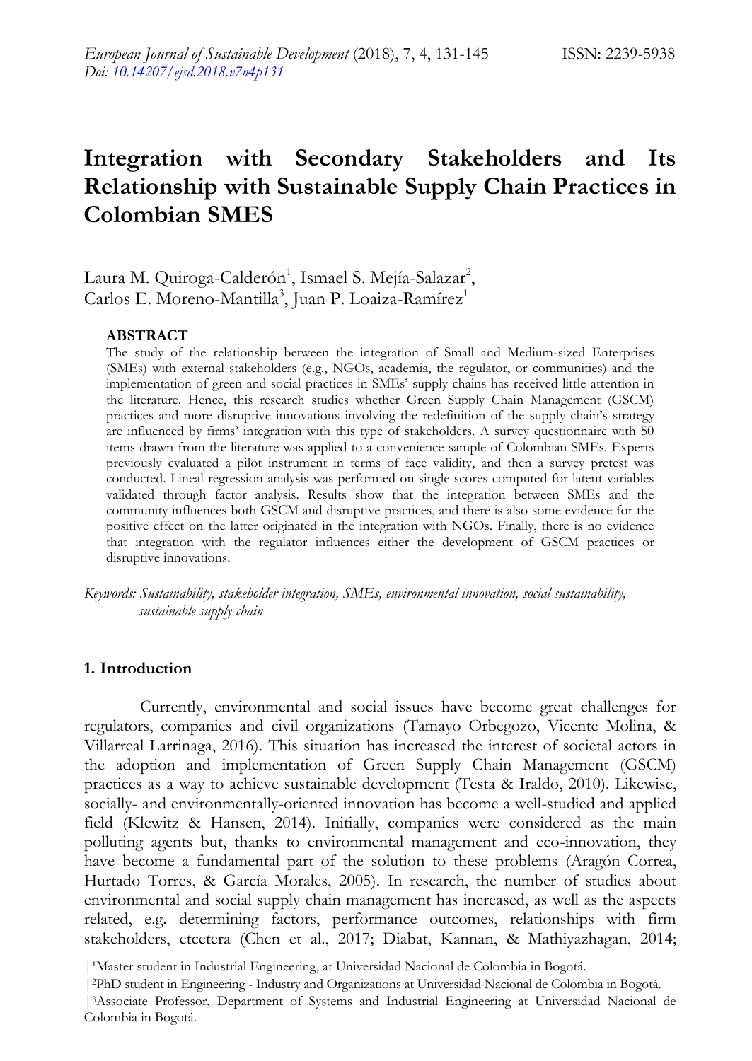# Integration with Secondary Stakeholders and Its Relationship with Sustainable Supply Chain Practices in Colombian SMES

Laura M. Quiroga-Calderón[1], Ismael S. Mejía-Salazar[2], Carlos E. Moreno-Mantilla[3], Juan P. Loaiza-Ramírez[1]

## ABSTRACT

The study of the relationship between the integration of Small and Medium-sized Enterprises (SMEs) with external stakeholders (e.g., NGOs, academia, the regulator, or communities) and the implementation of green and social practices in SMEs' supply chains has received little attention in the literature. Hence, this research studies whether Green Supply Chain Management (GSCM) practices and more disruptive innovations involving the redefinition of the supply chain's strategy are influenced by firms' integration with this type of stakeholders. A survey questionnaire with 50 items drawn from the literature was applied to a convenience sample of Colombian SMEs. Experts previously evaluated a pilot instrument in terms of face validity, and then a survey pretest was conducted. Lineal regression analysis was performed on single scores computed for latent variables validated through factor analysis. Results show that the integration between SMEs and the community influences both GSCM and disruptive practices, and there is also some evidence for the positive effect on the latter originated in the integration with NGOs. Finally, there is no evidence that integration with the regulator influences either the development of GSCM practices or disruptive innovations.

*Keywords: Sustainability, stakeholder integration, SMEs, environmental innovation, social sustainability, sustainable supply chain*

## 1. Introduction

Currently, environmental and social issues have become great challenges for regulators, companies and civil organizations (Tamayo Orbegozo, Vicente Molina, & Villarreal Larrinaga, 2016). This situation has increased the interest of societal actors in the adoption and implementation of Green Supply Chain Management (GSCM) practices as a way to achieve sustainable development (Testa & Iraldo, 2010). Likewise, socially- and environmentally-oriented innovation has become a well-studied and applied field (Klewitz & Hansen, 2014). Initially, companies were considered as the main polluting agents but, thanks to environmental management and eco-innovation, they have become a fundamental part of the solution to these problems (Aragón Correa, Hurtado Torres, & García Morales, 2005). In research, the number of studies about environmental and social supply chain management has increased, as well as the aspects related, e.g. determining factors, performance outcomes, relationships with firm stakeholders, etcetera (Chen et al., 2017; Diabat, Kannan, & Mathiyazhagan, 2014;

[1]Master student in Industrial Engineering, at Universidad Nacional de Colombia in Bogotá.

[2]PhD student in Engineering - Industry and Organizations at Universidad Nacional de Colombia in Bogotá.

[3]Associate Professor, Department of Systems and Industrial Engineering at Universidad Nacional de Colombia in Bogotá.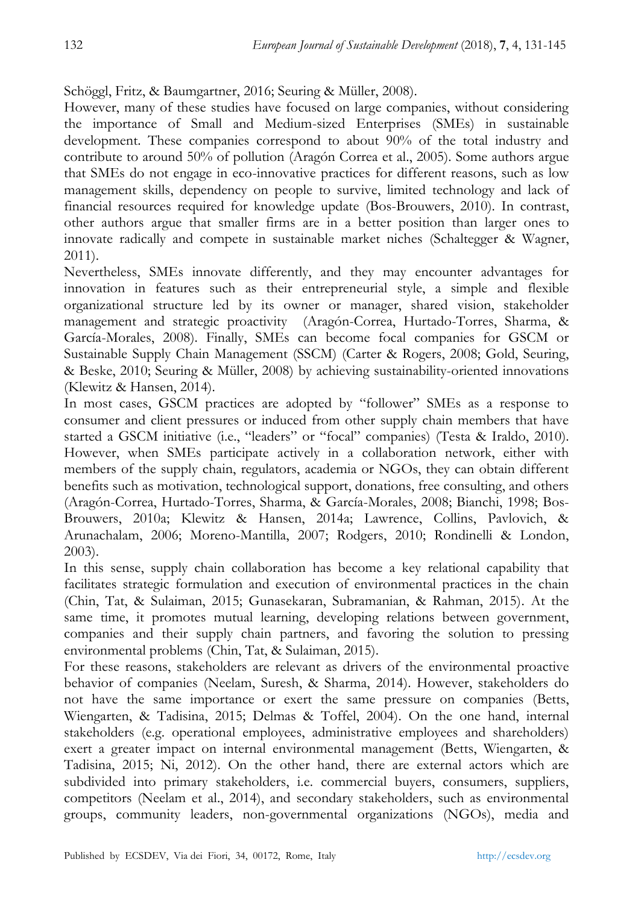Schöggl, Fritz, & Baumgartner, 2016; Seuring & Müller, 2008).

However, many of these studies have focused on large companies, without considering the importance of Small and Medium-sized Enterprises (SMEs) in sustainable development. These companies correspond to about 90% of the total industry and contribute to around 50% of pollution (Aragón Correa et al., 2005). Some authors argue that SMEs do not engage in eco-innovative practices for different reasons, such as low management skills, dependency on people to survive, limited technology and lack of financial resources required for knowledge update (Bos-Brouwers, 2010). In contrast, other authors argue that smaller firms are in a better position than larger ones to innovate radically and compete in sustainable market niches (Schaltegger & Wagner, 2011).

Nevertheless, SMEs innovate differently, and they may encounter advantages for innovation in features such as their entrepreneurial style, a simple and flexible organizational structure led by its owner or manager, shared vision, stakeholder management and strategic proactivity (Aragón-Correa, Hurtado-Torres, Sharma, & García-Morales, 2008). Finally, SMEs can become focal companies for GSCM or Sustainable Supply Chain Management (SSCM) (Carter & Rogers, 2008; Gold, Seuring, & Beske, 2010; Seuring & Müller, 2008) by achieving sustainability-oriented innovations (Klewitz & Hansen, 2014).

In most cases, GSCM practices are adopted by "follower" SMEs as a response to consumer and client pressures or induced from other supply chain members that have started a GSCM initiative (i.e., "leaders" or "focal" companies) (Testa & Iraldo, 2010). However, when SMEs participate actively in a collaboration network, either with members of the supply chain, regulators, academia or NGOs, they can obtain different benefits such as motivation, technological support, donations, free consulting, and others (Aragón-Correa, Hurtado-Torres, Sharma, & García-Morales, 2008; Bianchi, 1998; Bos-Brouwers, 2010a; Klewitz & Hansen, 2014a; Lawrence, Collins, Pavlovich, & Arunachalam, 2006; Moreno-Mantilla, 2007; Rodgers, 2010; Rondinelli & London, 2003).

In this sense, supply chain collaboration has become a key relational capability that facilitates strategic formulation and execution of environmental practices in the chain (Chin, Tat, & Sulaiman, 2015; Gunasekaran, Subramanian, & Rahman, 2015). At the same time, it promotes mutual learning, developing relations between government, companies and their supply chain partners, and favoring the solution to pressing environmental problems (Chin, Tat, & Sulaiman, 2015).

For these reasons, stakeholders are relevant as drivers of the environmental proactive behavior of companies (Neelam, Suresh, & Sharma, 2014). However, stakeholders do not have the same importance or exert the same pressure on companies (Betts, Wiengarten, & Tadisina, 2015; Delmas & Toffel, 2004). On the one hand, internal stakeholders (e.g. operational employees, administrative employees and shareholders) exert a greater impact on internal environmental management (Betts, Wiengarten, & Tadisina, 2015; Ni, 2012). On the other hand, there are external actors which are subdivided into primary stakeholders, i.e. commercial buyers, consumers, suppliers, competitors (Neelam et al., 2014), and secondary stakeholders, such as environmental groups, community leaders, non-governmental organizations (NGOs), media and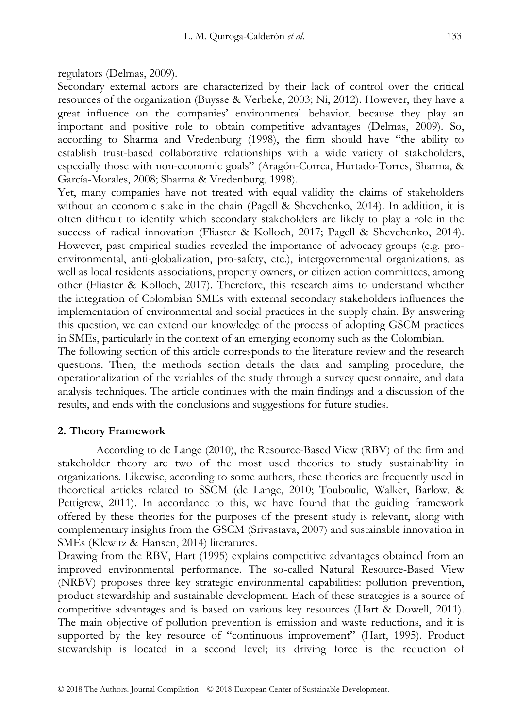regulators (Delmas, 2009).

Secondary external actors are characterized by their lack of control over the critical resources of the organization (Buysse & Verbeke, 2003; Ni, 2012). However, they have a great influence on the companies' environmental behavior, because they play an important and positive role to obtain competitive advantages (Delmas, 2009). So, according to Sharma and Vredenburg (1998), the firm should have "the ability to establish trust-based collaborative relationships with a wide variety of stakeholders, especially those with non-economic goals" (Aragón-Correa, Hurtado-Torres, Sharma, & García-Morales, 2008; Sharma & Vredenburg, 1998).

Yet, many companies have not treated with equal validity the claims of stakeholders without an economic stake in the chain (Pagell & Shevchenko, 2014). In addition, it is often difficult to identify which secondary stakeholders are likely to play a role in the success of radical innovation (Fliaster & Kolloch, 2017; Pagell & Shevchenko, 2014). However, past empirical studies revealed the importance of advocacy groups (e.g. pro-environmental, anti-globalization, pro-safety, etc.), intergovernmental organizations, as well as local residents associations, property owners, or citizen action committees, among other (Fliaster & Kolloch, 2017). Therefore, this research aims to understand whether the integration of Colombian SMEs with external secondary stakeholders influences the implementation of environmental and social practices in the supply chain. By answering this question, we can extend our knowledge of the process of adopting GSCM practices in SMEs, particularly in the context of an emerging economy such as the Colombian.

The following section of this article corresponds to the literature review and the research questions. Then, the methods section details the data and sampling procedure, the operationalization of the variables of the study through a survey questionnaire, and data analysis techniques. The article continues with the main findings and a discussion of the results, and ends with the conclusions and suggestions for future studies.

## 2. Theory Framework

According to de Lange (2010), the Resource-Based View (RBV) of the firm and stakeholder theory are two of the most used theories to study sustainability in organizations. Likewise, according to some authors, these theories are frequently used in theoretical articles related to SSCM (de Lange, 2010; Touboulic, Walker, Barlow, & Pettigrew, 2011). In accordance to this, we have found that the guiding framework offered by these theories for the purposes of the present study is relevant, along with complementary insights from the GSCM (Srivastava, 2007) and sustainable innovation in SMEs (Klewitz & Hansen, 2014) literatures.

Drawing from the RBV, Hart (1995) explains competitive advantages obtained from an improved environmental performance. The so-called Natural Resource-Based View (NRBV) proposes three key strategic environmental capabilities: pollution prevention, product stewardship and sustainable development. Each of these strategies is a source of competitive advantages and is based on various key resources (Hart & Dowell, 2011). The main objective of pollution prevention is emission and waste reductions, and it is supported by the key resource of "continuous improvement" (Hart, 1995). Product stewardship is located in a second level; its driving force is the reduction of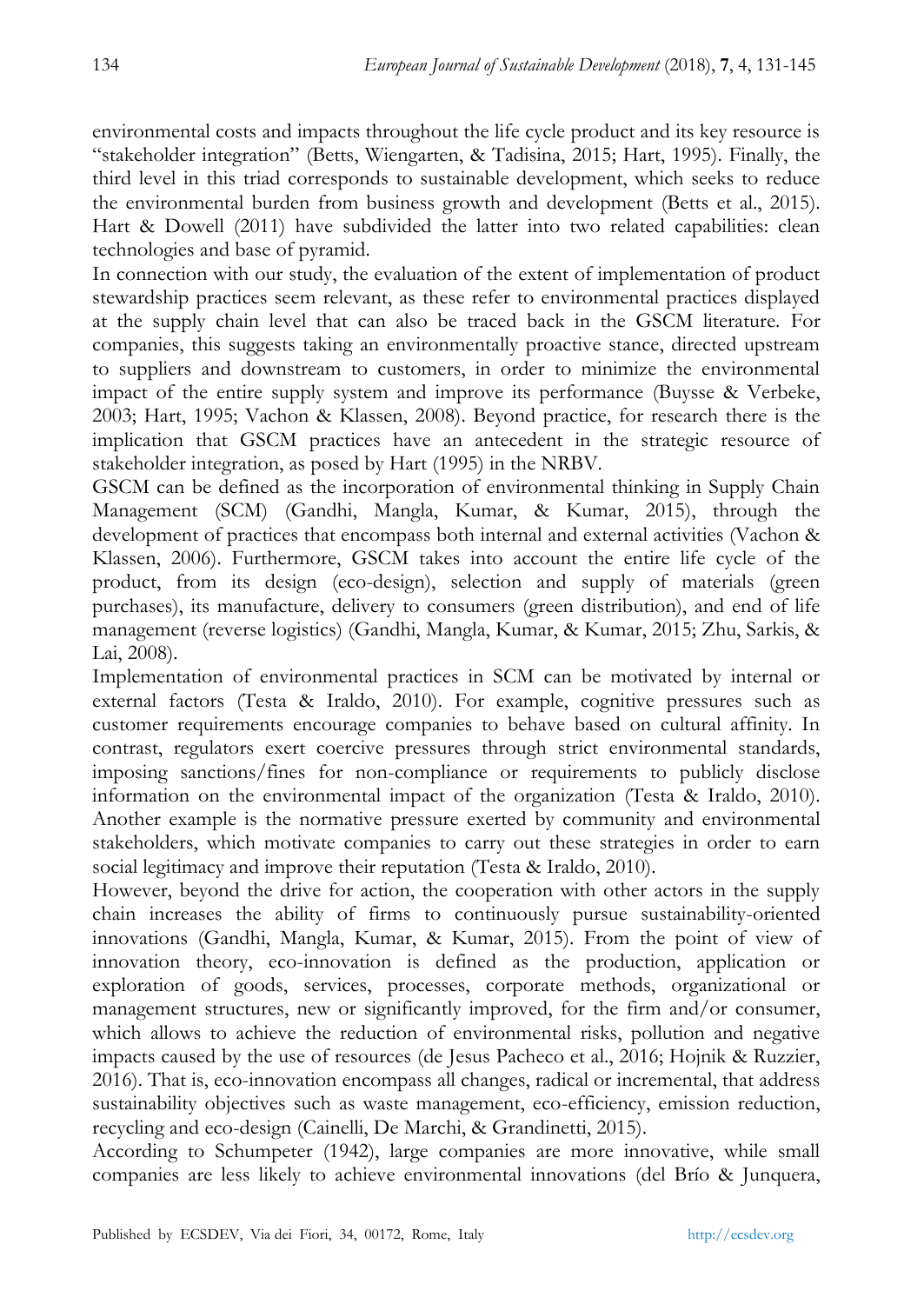environmental costs and impacts throughout the life cycle product and its key resource is "stakeholder integration" (Betts, Wiengarten, & Tadisina, 2015; Hart, 1995). Finally, the third level in this triad corresponds to sustainable development, which seeks to reduce the environmental burden from business growth and development (Betts et al., 2015). Hart & Dowell (2011) have subdivided the latter into two related capabilities: clean technologies and base of pyramid.

In connection with our study, the evaluation of the extent of implementation of product stewardship practices seem relevant, as these refer to environmental practices displayed at the supply chain level that can also be traced back in the GSCM literature. For companies, this suggests taking an environmentally proactive stance, directed upstream to suppliers and downstream to customers, in order to minimize the environmental impact of the entire supply system and improve its performance (Buysse & Verbeke, 2003; Hart, 1995; Vachon & Klassen, 2008). Beyond practice, for research there is the implication that GSCM practices have an antecedent in the strategic resource of stakeholder integration, as posed by Hart (1995) in the NRBV.

GSCM can be defined as the incorporation of environmental thinking in Supply Chain Management (SCM) (Gandhi, Mangla, Kumar, & Kumar, 2015), through the development of practices that encompass both internal and external activities (Vachon & Klassen, 2006). Furthermore, GSCM takes into account the entire life cycle of the product, from its design (eco-design), selection and supply of materials (green purchases), its manufacture, delivery to consumers (green distribution), and end of life management (reverse logistics) (Gandhi, Mangla, Kumar, & Kumar, 2015; Zhu, Sarkis, & Lai, 2008).

Implementation of environmental practices in SCM can be motivated by internal or external factors (Testa & Iraldo, 2010). For example, cognitive pressures such as customer requirements encourage companies to behave based on cultural affinity. In contrast, regulators exert coercive pressures through strict environmental standards, imposing sanctions/fines for non-compliance or requirements to publicly disclose information on the environmental impact of the organization (Testa & Iraldo, 2010). Another example is the normative pressure exerted by community and environmental stakeholders, which motivate companies to carry out these strategies in order to earn social legitimacy and improve their reputation (Testa & Iraldo, 2010).

However, beyond the drive for action, the cooperation with other actors in the supply chain increases the ability of firms to continuously pursue sustainability-oriented innovations (Gandhi, Mangla, Kumar, & Kumar, 2015). From the point of view of innovation theory, eco-innovation is defined as the production, application or exploration of goods, services, processes, corporate methods, organizational or management structures, new or significantly improved, for the firm and/or consumer, which allows to achieve the reduction of environmental risks, pollution and negative impacts caused by the use of resources (de Jesus Pacheco et al., 2016; Hojnik & Ruzzier, 2016). That is, eco-innovation encompass all changes, radical or incremental, that address sustainability objectives such as waste management, eco-efficiency, emission reduction, recycling and eco-design (Cainelli, De Marchi, & Grandinetti, 2015).

According to Schumpeter (1942), large companies are more innovative, while small companies are less likely to achieve environmental innovations (del Brío & Junquera,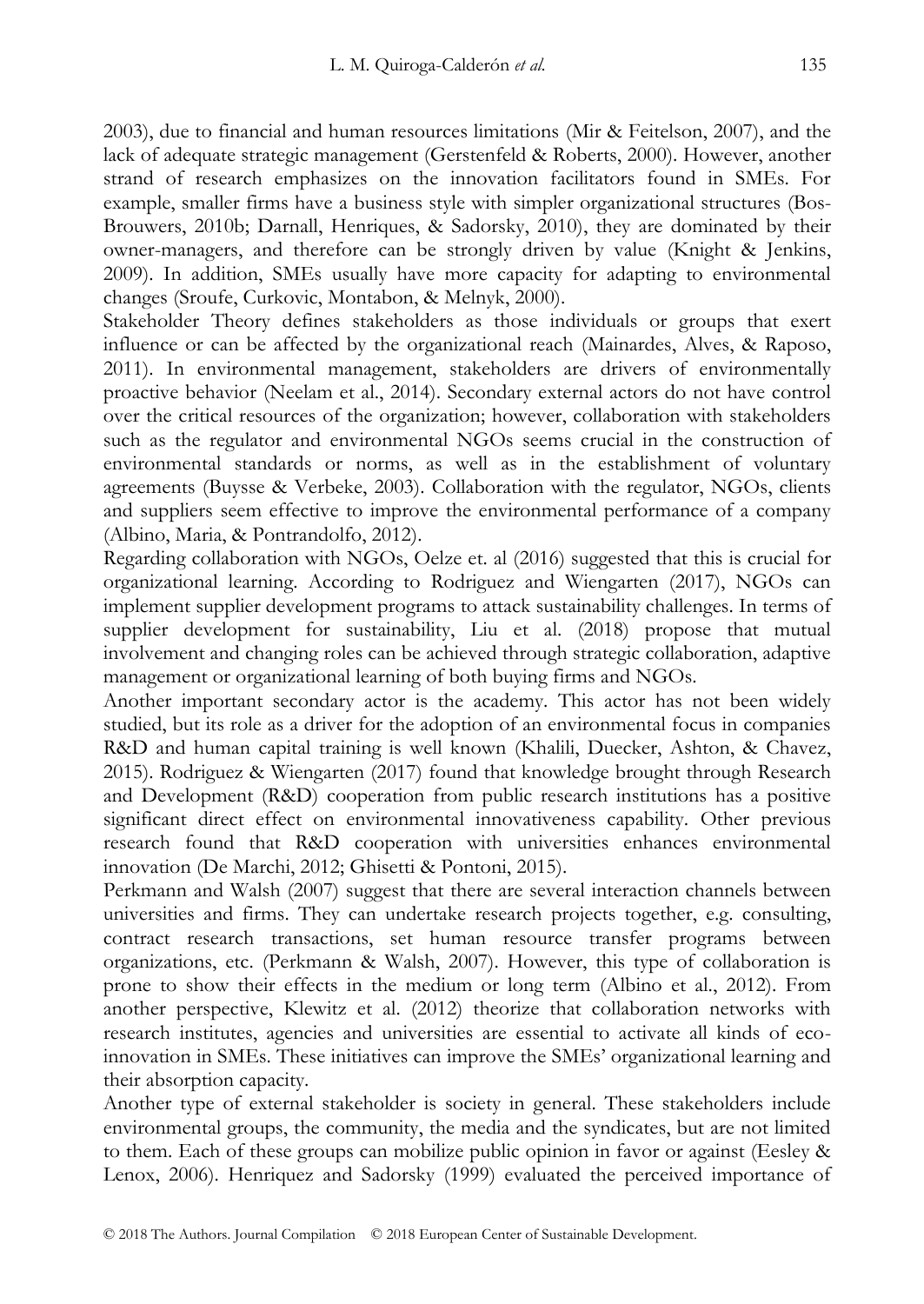2003), due to financial and human resources limitations (Mir & Feitelson, 2007), and the lack of adequate strategic management (Gerstenfeld & Roberts, 2000). However, another strand of research emphasizes on the innovation facilitators found in SMEs. For example, smaller firms have a business style with simpler organizational structures (Bos-Brouwers, 2010b; Darnall, Henriques, & Sadorsky, 2010), they are dominated by their owner-managers, and therefore can be strongly driven by value (Knight & Jenkins, 2009). In addition, SMEs usually have more capacity for adapting to environmental changes (Sroufe, Curkovic, Montabon, & Melnyk, 2000).

Stakeholder Theory defines stakeholders as those individuals or groups that exert influence or can be affected by the organizational reach (Mainardes, Alves, & Raposo, 2011). In environmental management, stakeholders are drivers of environmentally proactive behavior (Neelam et al., 2014). Secondary external actors do not have control over the critical resources of the organization; however, collaboration with stakeholders such as the regulator and environmental NGOs seems crucial in the construction of environmental standards or norms, as well as in the establishment of voluntary agreements (Buysse & Verbeke, 2003). Collaboration with the regulator, NGOs, clients and suppliers seem effective to improve the environmental performance of a company (Albino, Maria, & Pontrandolfo, 2012).

Regarding collaboration with NGOs, Oelze et. al (2016) suggested that this is crucial for organizational learning. According to Rodriguez and Wiengarten (2017), NGOs can implement supplier development programs to attack sustainability challenges. In terms of supplier development for sustainability, Liu et al. (2018) propose that mutual involvement and changing roles can be achieved through strategic collaboration, adaptive management or organizational learning of both buying firms and NGOs.

Another important secondary actor is the academy. This actor has not been widely studied, but its role as a driver for the adoption of an environmental focus in companies R&D and human capital training is well known (Khalili, Duecker, Ashton, & Chavez, 2015). Rodriguez & Wiengarten (2017) found that knowledge brought through Research and Development (R&D) cooperation from public research institutions has a positive significant direct effect on environmental innovativeness capability. Other previous research found that R&D cooperation with universities enhances environmental innovation (De Marchi, 2012; Ghisetti & Pontoni, 2015).

Perkmann and Walsh (2007) suggest that there are several interaction channels between universities and firms. They can undertake research projects together, e.g. consulting, contract research transactions, set human resource transfer programs between organizations, etc. (Perkmann & Walsh, 2007). However, this type of collaboration is prone to show their effects in the medium or long term (Albino et al., 2012). From another perspective, Klewitz et al. (2012) theorize that collaboration networks with research institutes, agencies and universities are essential to activate all kinds of eco-innovation in SMEs. These initiatives can improve the SMEs' organizational learning and their absorption capacity.

Another type of external stakeholder is society in general. These stakeholders include environmental groups, the community, the media and the syndicates, but are not limited to them. Each of these groups can mobilize public opinion in favor or against (Eesley & Lenox, 2006). Henriquez and Sadorsky (1999) evaluated the perceived importance of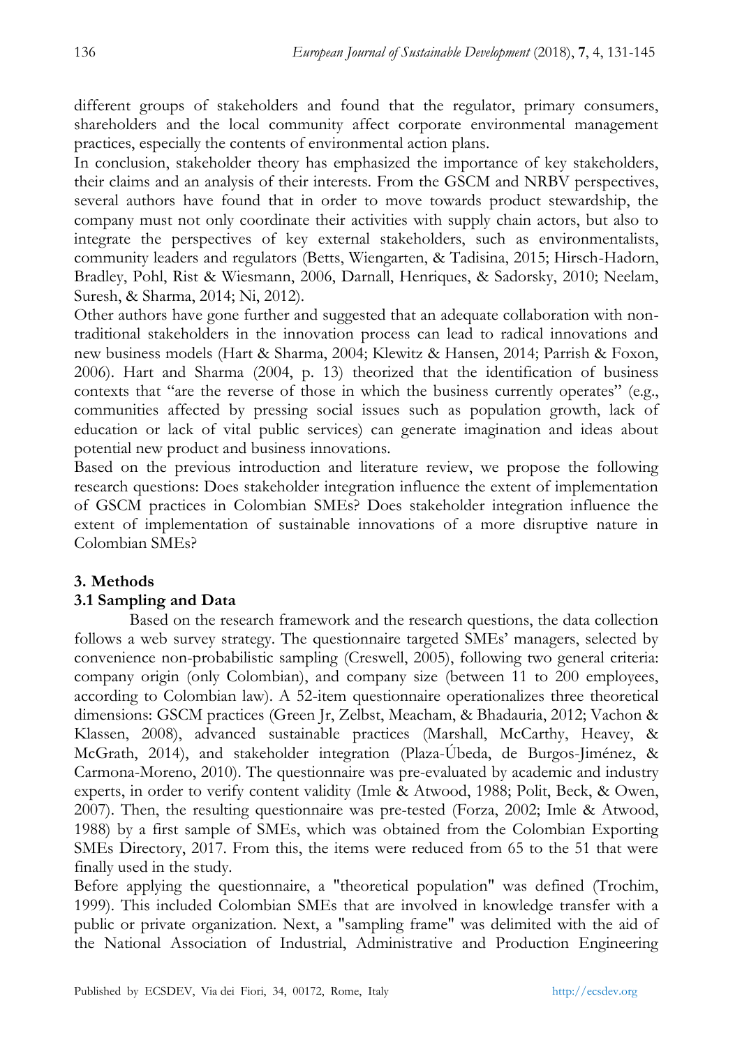different groups of stakeholders and found that the regulator, primary consumers, shareholders and the local community affect corporate environmental management practices, especially the contents of environmental action plans.

In conclusion, stakeholder theory has emphasized the importance of key stakeholders, their claims and an analysis of their interests. From the GSCM and NRBV perspectives, several authors have found that in order to move towards product stewardship, the company must not only coordinate their activities with supply chain actors, but also to integrate the perspectives of key external stakeholders, such as environmentalists, community leaders and regulators (Betts, Wiengarten, & Tadisina, 2015; Hirsch-Hadorn, Bradley, Pohl, Rist & Wiesmann, 2006, Darnall, Henriques, & Sadorsky, 2010; Neelam, Suresh, & Sharma, 2014; Ni, 2012).

Other authors have gone further and suggested that an adequate collaboration with non-traditional stakeholders in the innovation process can lead to radical innovations and new business models (Hart & Sharma, 2004; Klewitz & Hansen, 2014; Parrish & Foxon, 2006). Hart and Sharma (2004, p. 13) theorized that the identification of business contexts that "are the reverse of those in which the business currently operates" (e.g., communities affected by pressing social issues such as population growth, lack of education or lack of vital public services) can generate imagination and ideas about potential new product and business innovations.

Based on the previous introduction and literature review, we propose the following research questions: Does stakeholder integration influence the extent of implementation of GSCM practices in Colombian SMEs? Does stakeholder integration influence the extent of implementation of sustainable innovations of a more disruptive nature in Colombian SMEs?

## 3. Methods

### 3.1 Sampling and Data

Based on the research framework and the research questions, the data collection follows a web survey strategy. The questionnaire targeted SMEs' managers, selected by convenience non-probabilistic sampling (Creswell, 2005), following two general criteria: company origin (only Colombian), and company size (between 11 to 200 employees, according to Colombian law). A 52-item questionnaire operationalizes three theoretical dimensions: GSCM practices (Green Jr, Zelbst, Meacham, & Bhadauria, 2012; Vachon & Klassen, 2008), advanced sustainable practices (Marshall, McCarthy, Heavey, & McGrath, 2014), and stakeholder integration (Plaza-Úbeda, de Burgos-Jiménez, & Carmona-Moreno, 2010). The questionnaire was pre-evaluated by academic and industry experts, in order to verify content validity (Imle & Atwood, 1988; Polit, Beck, & Owen, 2007). Then, the resulting questionnaire was pre-tested (Forza, 2002; Imle & Atwood, 1988) by a first sample of SMEs, which was obtained from the Colombian Exporting SMEs Directory, 2017. From this, the items were reduced from 65 to the 51 that were finally used in the study.

Before applying the questionnaire, a "theoretical population" was defined (Trochim, 1999). This included Colombian SMEs that are involved in knowledge transfer with a public or private organization. Next, a "sampling frame" was delimited with the aid of the National Association of Industrial, Administrative and Production Engineering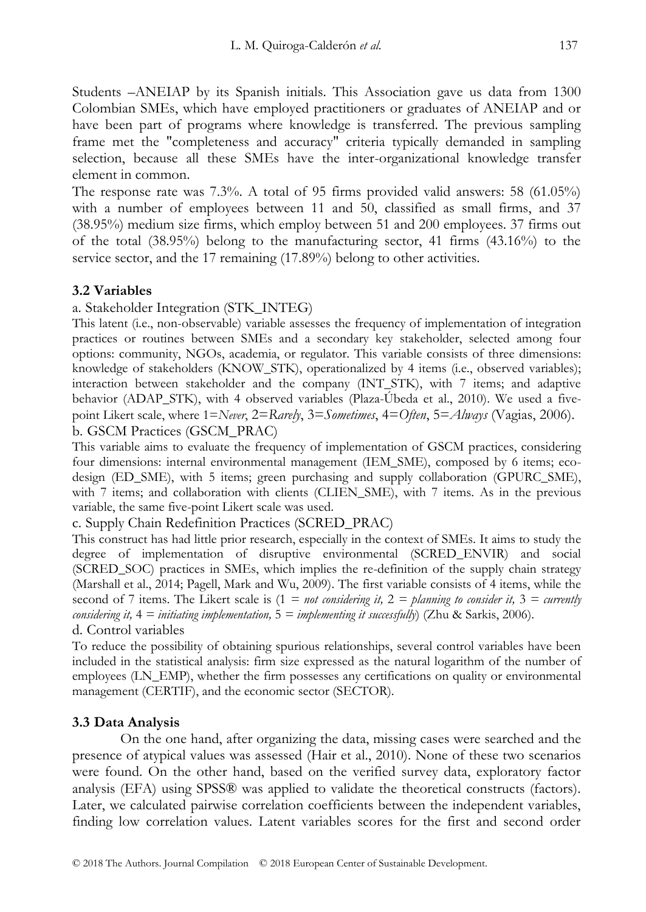Students –ANEIAP by its Spanish initials. This Association gave us data from 1300 Colombian SMEs, which have employed practitioners or graduates of ANEIAP and or have been part of programs where knowledge is transferred. The previous sampling frame met the "completeness and accuracy" criteria typically demanded in sampling selection, because all these SMEs have the inter-organizational knowledge transfer element in common.

The response rate was 7.3%. A total of 95 firms provided valid answers: 58 (61.05%) with a number of employees between 11 and 50, classified as small firms, and 37 (38.95%) medium size firms, which employ between 51 and 200 employees. 37 firms out of the total (38.95%) belong to the manufacturing sector, 41 firms (43.16%) to the service sector, and the 17 remaining (17.89%) belong to other activities.

### 3.2 Variables

a. Stakeholder Integration (STK_INTEG)

This latent (i.e., non-observable) variable assesses the frequency of implementation of integration practices or routines between SMEs and a secondary key stakeholder, selected among four options: community, NGOs, academia, or regulator. This variable consists of three dimensions: knowledge of stakeholders (KNOW_STK), operationalized by 4 items (i.e., observed variables); interaction between stakeholder and the company (INT_STK), with 7 items; and adaptive behavior (ADAP_STK), with 4 observed variables (Plaza-Úbeda et al., 2010). We used a five-point Likert scale, where 1=*Never*, 2=*Rarely*, 3=*Sometimes*, 4=*Often*, 5=*Always* (Vagias, 2006).

b. GSCM Practices (GSCM_PRAC)

This variable aims to evaluate the frequency of implementation of GSCM practices, considering four dimensions: internal environmental management (IEM_SME), composed by 6 items; eco-design (ED_SME), with 5 items; green purchasing and supply collaboration (GPURC_SME), with 7 items; and collaboration with clients (CLIEN_SME), with 7 items. As in the previous variable, the same five-point Likert scale was used.

c. Supply Chain Redefinition Practices (SCRED_PRAC)

This construct has had little prior research, especially in the context of SMEs. It aims to study the degree of implementation of disruptive environmental (SCRED_ENVIR) and social (SCRED_SOC) practices in SMEs, which implies the re-definition of the supply chain strategy (Marshall et al., 2014; Pagell, Mark and Wu, 2009). The first variable consists of 4 items, while the second of 7 items. The Likert scale is (1 = *not considering it,* 2 = *planning to consider it,* 3 = *currently considering it,* 4 = *initiating implementation,* 5 = *implementing it successfully*) (Zhu & Sarkis, 2006).

d. Control variables

To reduce the possibility of obtaining spurious relationships, several control variables have been included in the statistical analysis: firm size expressed as the natural logarithm of the number of employees (LN_EMP), whether the firm possesses any certifications on quality or environmental management (CERTIF), and the economic sector (SECTOR).

### 3.3 Data Analysis

On the one hand, after organizing the data, missing cases were searched and the presence of atypical values was assessed (Hair et al., 2010). None of these two scenarios were found. On the other hand, based on the verified survey data, exploratory factor analysis (EFA) using SPSS® was applied to validate the theoretical constructs (factors). Later, we calculated pairwise correlation coefficients between the independent variables, finding low correlation values. Latent variables scores for the first and second order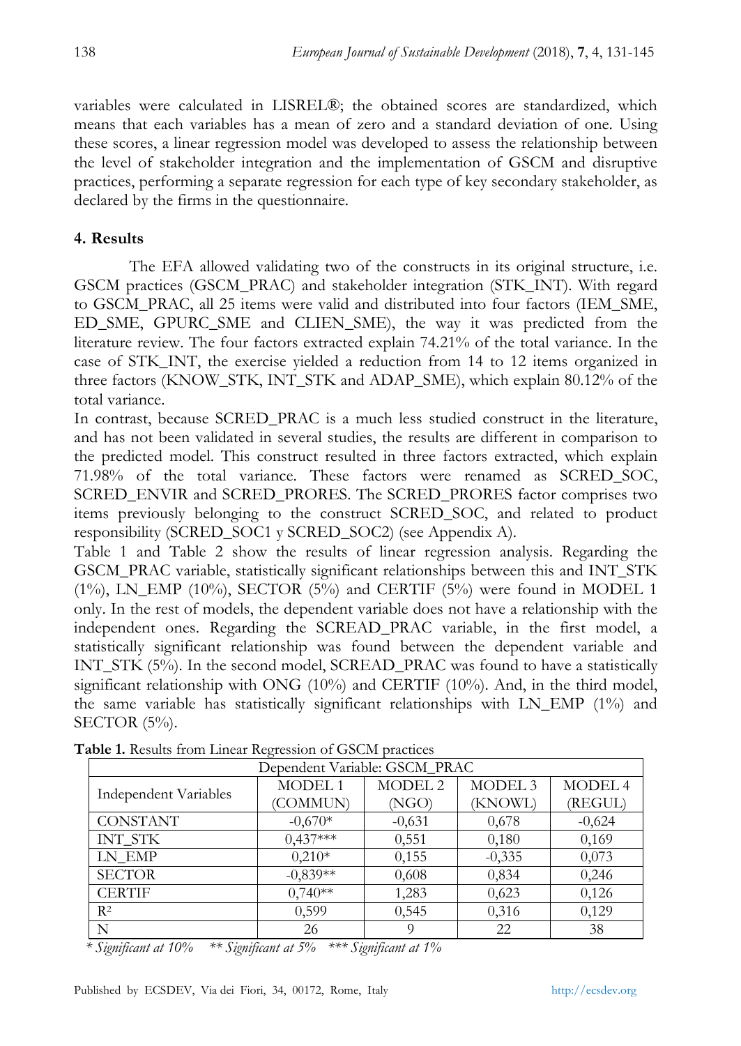variables were calculated in LISREL®; the obtained scores are standardized, which means that each variables has a mean of zero and a standard deviation of one. Using these scores, a linear regression model was developed to assess the relationship between the level of stakeholder integration and the implementation of GSCM and disruptive practices, performing a separate regression for each type of key secondary stakeholder, as declared by the firms in the questionnaire.

## 4. Results

The EFA allowed validating two of the constructs in its original structure, i.e. GSCM practices (GSCM_PRAC) and stakeholder integration (STK_INT). With regard to GSCM_PRAC, all 25 items were valid and distributed into four factors (IEM_SME, ED_SME, GPURC_SME and CLIEN_SME), the way it was predicted from the literature review. The four factors extracted explain 74.21% of the total variance. In the case of STK_INT, the exercise yielded a reduction from 14 to 12 items organized in three factors (KNOW_STK, INT_STK and ADAP_SME), which explain 80.12% of the total variance.

In contrast, because SCRED_PRAC is a much less studied construct in the literature, and has not been validated in several studies, the results are different in comparison to the predicted model. This construct resulted in three factors extracted, which explain 71.98% of the total variance. These factors were renamed as SCRED_SOC, SCRED_ENVIR and SCRED_PRORES. The SCRED_PRORES factor comprises two items previously belonging to the construct SCRED_SOC, and related to product responsibility (SCRED_SOC1 y SCRED_SOC2) (see Appendix A).

Table 1 and Table 2 show the results of linear regression analysis. Regarding the GSCM_PRAC variable, statistically significant relationships between this and INT_STK (1%), LN_EMP (10%), SECTOR (5%) and CERTIF (5%) were found in MODEL 1 only. In the rest of models, the dependent variable does not have a relationship with the independent ones. Regarding the SCREAD_PRAC variable, in the first model, a statistically significant relationship was found between the dependent variable and INT_STK (5%). In the second model, SCREAD_PRAC was found to have a statistically significant relationship with ONG (10%) and CERTIF (10%). And, in the third model, the same variable has statistically significant relationships with LN_EMP (1%) and SECTOR (5%).

**Table 1.** Results from Linear Regression of GSCM practices

| Dependent Variable: GSCM_PRAC | | | | |
|---|---|---|---|---|
| Independent Variables | MODEL 1 (COMMUN) | MODEL 2 (NGO) | MODEL 3 (KNOWL) | MODEL 4 (REGUL) |
| CONSTANT | -0,670* | -0,631 | 0,678 | -0,624 |
| INT_STK | 0,437*** | 0,551 | 0,180 | 0,169 |
| LN_EMP | 0,210* | 0,155 | -0,335 | 0,073 |
| SECTOR | -0,839** | 0,608 | 0,834 | 0,246 |
| CERTIF | 0,740** | 1,283 | 0,623 | 0,126 |
| $R^2$ | 0,599 | 0,545 | 0,316 | 0,129 |
| N | 26 | 9 | 22 | 38 |

*\* Significant at 10%  \*\* Significant at 5%  \*\*\* Significant at 1%*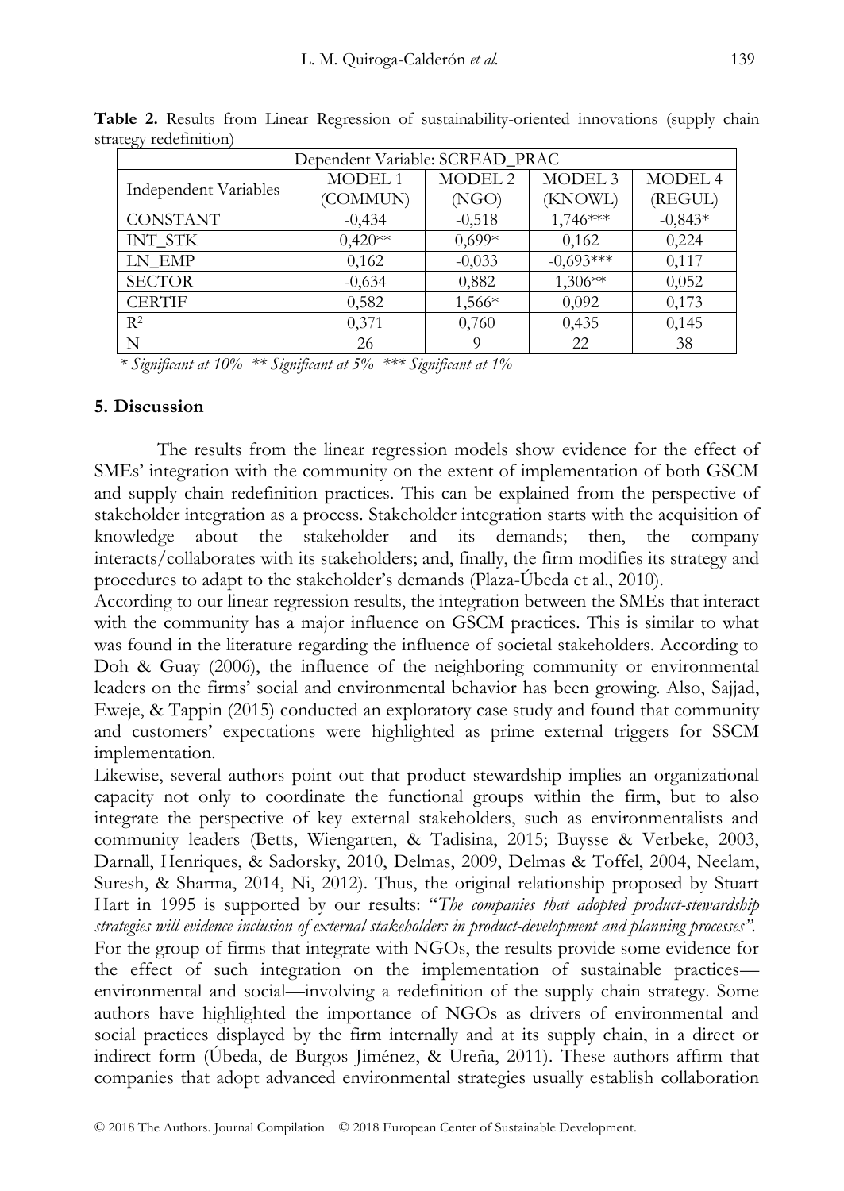**Table 2.** Results from Linear Regression of sustainability-oriented innovations (supply chain strategy redefinition)

| Dependent Variable: SCREAD_PRAC | | | | |
|---|---|---|---|---|
| Independent Variables | MODEL 1 (COMMUN) | MODEL 2 (NGO) | MODEL 3 (KNOWL) | MODEL 4 (REGUL) |
| CONSTANT | -0,434 | -0,518 | 1,746*** | -0,843* |
| INT_STK | 0,420** | 0,699* | 0,162 | 0,224 |
| LN_EMP | 0,162 | -0,033 | -0,693*** | 0,117 |
| SECTOR | -0,634 | 0,882 | 1,306** | 0,052 |
| CERTIF | 0,582 | 1,566* | 0,092 | 0,173 |
| $R^2$ | 0,371 | 0,760 | 0,435 | 0,145 |
| N | 26 | 9 | 22 | 38 |

*\* Significant at 10% \*\* Significant at 5% \*\*\* Significant at 1%*

## 5. Discussion

The results from the linear regression models show evidence for the effect of SMEs' integration with the community on the extent of implementation of both GSCM and supply chain redefinition practices. This can be explained from the perspective of stakeholder integration as a process. Stakeholder integration starts with the acquisition of knowledge about the stakeholder and its demands; then, the company interacts/collaborates with its stakeholders; and, finally, the firm modifies its strategy and procedures to adapt to the stakeholder's demands (Plaza-Úbeda et al., 2010).

According to our linear regression results, the integration between the SMEs that interact with the community has a major influence on GSCM practices. This is similar to what was found in the literature regarding the influence of societal stakeholders. According to Doh & Guay (2006), the influence of the neighboring community or environmental leaders on the firms' social and environmental behavior has been growing. Also, Sajjad, Eweje, & Tappin (2015) conducted an exploratory case study and found that community and customers' expectations were highlighted as prime external triggers for SSCM implementation.

Likewise, several authors point out that product stewardship implies an organizational capacity not only to coordinate the functional groups within the firm, but to also integrate the perspective of key external stakeholders, such as environmentalists and community leaders (Betts, Wiengarten, & Tadisina, 2015; Buysse & Verbeke, 2003, Darnall, Henriques, & Sadorsky, 2010, Delmas, 2009, Delmas & Toffel, 2004, Neelam, Suresh, & Sharma, 2014, Ni, 2012). Thus, the original relationship proposed by Stuart Hart in 1995 is supported by our results: "*The companies that adopted product-stewardship strategies will evidence inclusion of external stakeholders in product-development and planning processes".*

For the group of firms that integrate with NGOs, the results provide some evidence for the effect of such integration on the implementation of sustainable practices—environmental and social—involving a redefinition of the supply chain strategy. Some authors have highlighted the importance of NGOs as drivers of environmental and social practices displayed by the firm internally and at its supply chain, in a direct or indirect form (Úbeda, de Burgos Jiménez, & Ureña, 2011). These authors affirm that companies that adopt advanced environmental strategies usually establish collaboration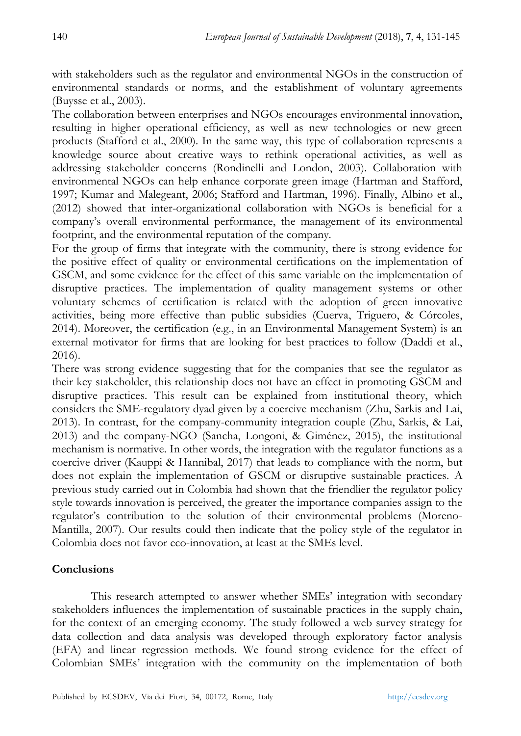with stakeholders such as the regulator and environmental NGOs in the construction of environmental standards or norms, and the establishment of voluntary agreements (Buysse et al., 2003).

The collaboration between enterprises and NGOs encourages environmental innovation, resulting in higher operational efficiency, as well as new technologies or new green products (Stafford et al., 2000). In the same way, this type of collaboration represents a knowledge source about creative ways to rethink operational activities, as well as addressing stakeholder concerns (Rondinelli and London, 2003). Collaboration with environmental NGOs can help enhance corporate green image (Hartman and Stafford, 1997; Kumar and Malegeant, 2006; Stafford and Hartman, 1996). Finally, Albino et al., (2012) showed that inter-organizational collaboration with NGOs is beneficial for a company's overall environmental performance, the management of its environmental footprint, and the environmental reputation of the company.

For the group of firms that integrate with the community, there is strong evidence for the positive effect of quality or environmental certifications on the implementation of GSCM, and some evidence for the effect of this same variable on the implementation of disruptive practices. The implementation of quality management systems or other voluntary schemes of certification is related with the adoption of green innovative activities, being more effective than public subsidies (Cuerva, Triguero, & Córcoles, 2014). Moreover, the certification (e.g., in an Environmental Management System) is an external motivator for firms that are looking for best practices to follow (Daddi et al., 2016).

There was strong evidence suggesting that for the companies that see the regulator as their key stakeholder, this relationship does not have an effect in promoting GSCM and disruptive practices. This result can be explained from institutional theory, which considers the SME-regulatory dyad given by a coercive mechanism (Zhu, Sarkis and Lai, 2013). In contrast, for the company-community integration couple (Zhu, Sarkis, & Lai, 2013) and the company-NGO (Sancha, Longoni, & Giménez, 2015), the institutional mechanism is normative. In other words, the integration with the regulator functions as a coercive driver (Kauppi & Hannibal, 2017) that leads to compliance with the norm, but does not explain the implementation of GSCM or disruptive sustainable practices. A previous study carried out in Colombia had shown that the friendlier the regulator policy style towards innovation is perceived, the greater the importance companies assign to the regulator's contribution to the solution of their environmental problems (Moreno-Mantilla, 2007). Our results could then indicate that the policy style of the regulator in Colombia does not favor eco-innovation, at least at the SMEs level.

## Conclusions

This research attempted to answer whether SMEs' integration with secondary stakeholders influences the implementation of sustainable practices in the supply chain, for the context of an emerging economy. The study followed a web survey strategy for data collection and data analysis was developed through exploratory factor analysis (EFA) and linear regression methods. We found strong evidence for the effect of Colombian SMEs' integration with the community on the implementation of both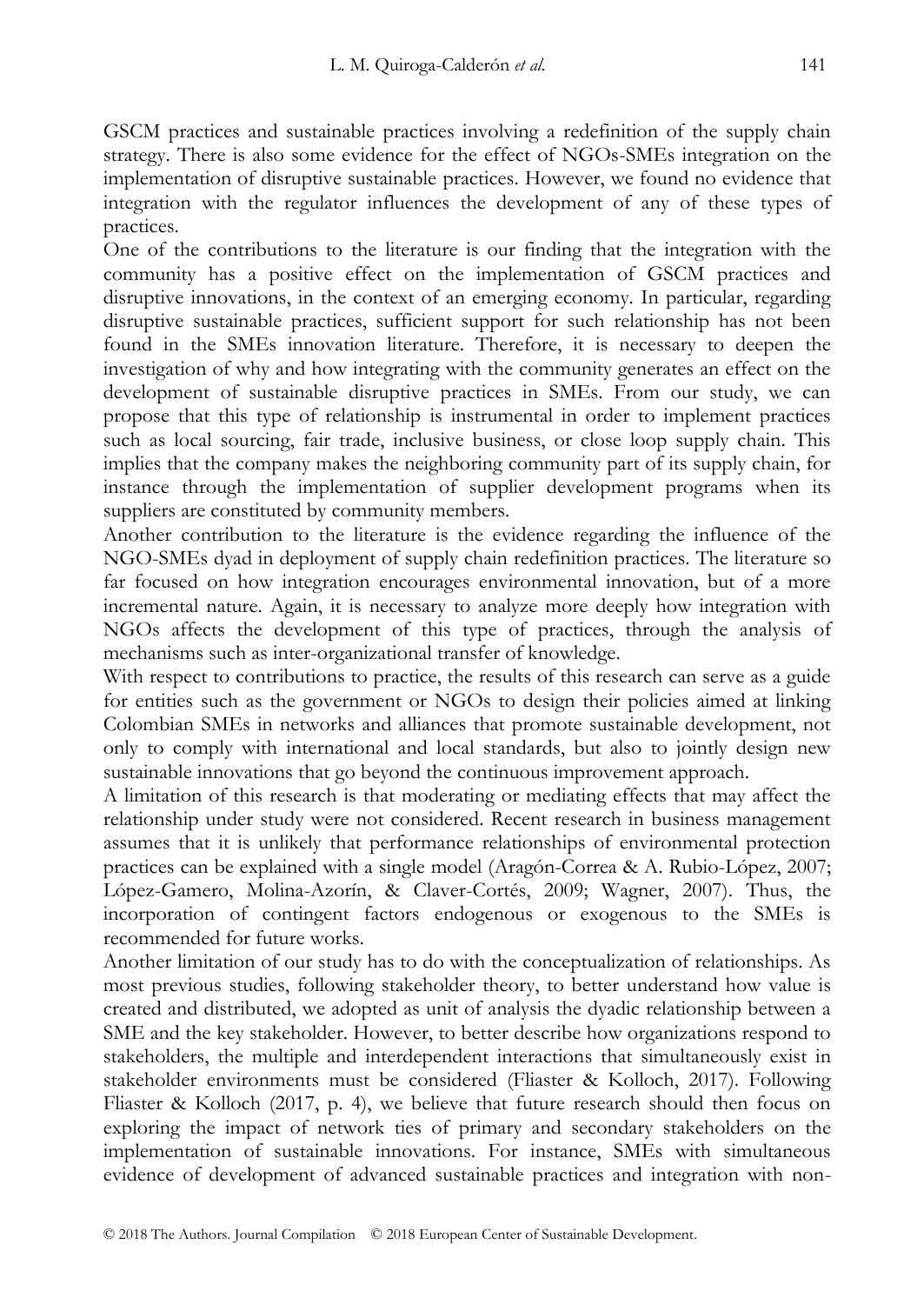GSCM practices and sustainable practices involving a redefinition of the supply chain strategy. There is also some evidence for the effect of NGOs-SMEs integration on the implementation of disruptive sustainable practices. However, we found no evidence that integration with the regulator influences the development of any of these types of practices.

One of the contributions to the literature is our finding that the integration with the community has a positive effect on the implementation of GSCM practices and disruptive innovations, in the context of an emerging economy. In particular, regarding disruptive sustainable practices, sufficient support for such relationship has not been found in the SMEs innovation literature. Therefore, it is necessary to deepen the investigation of why and how integrating with the community generates an effect on the development of sustainable disruptive practices in SMEs. From our study, we can propose that this type of relationship is instrumental in order to implement practices such as local sourcing, fair trade, inclusive business, or close loop supply chain. This implies that the company makes the neighboring community part of its supply chain, for instance through the implementation of supplier development programs when its suppliers are constituted by community members.

Another contribution to the literature is the evidence regarding the influence of the NGO-SMEs dyad in deployment of supply chain redefinition practices. The literature so far focused on how integration encourages environmental innovation, but of a more incremental nature. Again, it is necessary to analyze more deeply how integration with NGOs affects the development of this type of practices, through the analysis of mechanisms such as inter-organizational transfer of knowledge.

With respect to contributions to practice, the results of this research can serve as a guide for entities such as the government or NGOs to design their policies aimed at linking Colombian SMEs in networks and alliances that promote sustainable development, not only to comply with international and local standards, but also to jointly design new sustainable innovations that go beyond the continuous improvement approach.

A limitation of this research is that moderating or mediating effects that may affect the relationship under study were not considered. Recent research in business management assumes that it is unlikely that performance relationships of environmental protection practices can be explained with a single model (Aragón-Correa & A. Rubio-López, 2007; López-Gamero, Molina-Azorín, & Claver-Cortés, 2009; Wagner, 2007). Thus, the incorporation of contingent factors endogenous or exogenous to the SMEs is recommended for future works.

Another limitation of our study has to do with the conceptualization of relationships. As most previous studies, following stakeholder theory, to better understand how value is created and distributed, we adopted as unit of analysis the dyadic relationship between a SME and the key stakeholder. However, to better describe how organizations respond to stakeholders, the multiple and interdependent interactions that simultaneously exist in stakeholder environments must be considered (Fliaster & Kolloch, 2017). Following Fliaster & Kolloch (2017, p. 4), we believe that future research should then focus on exploring the impact of network ties of primary and secondary stakeholders on the implementation of sustainable innovations. For instance, SMEs with simultaneous evidence of development of advanced sustainable practices and integration with non-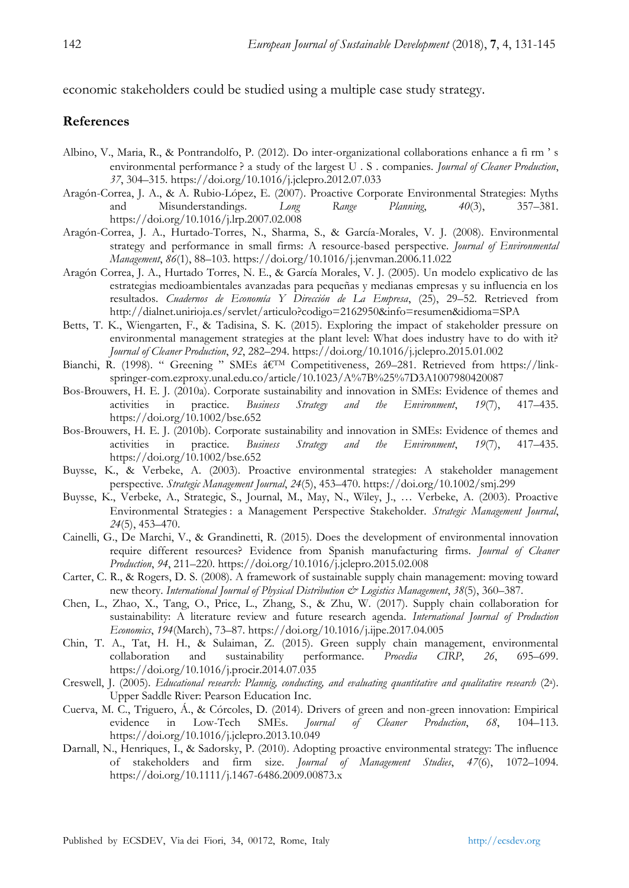economic stakeholders could be studied using a multiple case study strategy.

## References

Albino, V., Maria, R., & Pontrandolfo, P. (2012). Do inter-organizational collaborations enhance a fi rm ' s environmental performance ? a study of the largest U . S . companies. *Journal of Cleaner Production*, *37*, 304–315. https://doi.org/10.1016/j.jclepro.2012.07.033

Aragón-Correa, J. A., & A. Rubio-López, E. (2007). Proactive Corporate Environmental Strategies: Myths and Misunderstandings. *Long Range Planning*, *40*(3), 357–381. https://doi.org/10.1016/j.lrp.2007.02.008

Aragón-Correa, J. A., Hurtado-Torres, N., Sharma, S., & García-Morales, V. J. (2008). Environmental strategy and performance in small firms: A resource-based perspective. *Journal of Environmental Management*, *86*(1), 88–103. https://doi.org/10.1016/j.jenvman.2006.11.022

Aragón Correa, J. A., Hurtado Torres, N. E., & García Morales, V. J. (2005). Un modelo explicativo de las estrategias medioambientales avanzadas para pequeñas y medianas empresas y su influencia en los resultados. *Cuadernos de Economía Y Dirección de La Empresa*, (25), 29–52. Retrieved from http://dialnet.unirioja.es/servlet/articulo?codigo=2162950&info=resumen&idioma=SPA

Betts, T. K., Wiengarten, F., & Tadisina, S. K. (2015). Exploring the impact of stakeholder pressure on environmental management strategies at the plant level: What does industry have to do with it? *Journal of Cleaner Production*, *92*, 282–294. https://doi.org/10.1016/j.jclepro.2015.01.002

Bianchi, R. (1998). " Greening " SMEs â€™ Competitiveness, 269–281. Retrieved from https://link-springer-com.ezproxy.unal.edu.co/article/10.1023/A%7B%25%7D3A1007980420087

Bos-Brouwers, H. E. J. (2010a). Corporate sustainability and innovation in SMEs: Evidence of themes and activities in practice. *Business Strategy and the Environment*, *19*(7), 417–435. https://doi.org/10.1002/bse.652

Bos-Brouwers, H. E. J. (2010b). Corporate sustainability and innovation in SMEs: Evidence of themes and activities in practice. *Business Strategy and the Environment*, *19*(7), 417–435. https://doi.org/10.1002/bse.652

Buysse, K., & Verbeke, A. (2003). Proactive environmental strategies: A stakeholder management perspective. *Strategic Management Journal*, *24*(5), 453–470. https://doi.org/10.1002/smj.299

Buysse, K., Verbeke, A., Strategic, S., Journal, M., May, N., Wiley, J., … Verbeke, A. (2003). Proactive Environmental Strategies : a Management Perspective Stakeholder. *Strategic Management Journal*, *24*(5), 453–470.

Cainelli, G., De Marchi, V., & Grandinetti, R. (2015). Does the development of environmental innovation require different resources? Evidence from Spanish manufacturing firms. *Journal of Cleaner Production*, *94*, 211–220. https://doi.org/10.1016/j.jclepro.2015.02.008

Carter, C. R., & Rogers, D. S. (2008). A framework of sustainable supply chain management: moving toward new theory. *International Journal of Physical Distribution & Logistics Management*, *38*(5), 360–387.

Chen, L., Zhao, X., Tang, O., Price, L., Zhang, S., & Zhu, W. (2017). Supply chain collaboration for sustainability: A literature review and future research agenda. *International Journal of Production Economics*, *194*(March), 73–87. https://doi.org/10.1016/j.ijpe.2017.04.005

Chin, T. A., Tat, H. H., & Sulaiman, Z. (2015). Green supply chain management, environmental collaboration and sustainability performance. *Procedia CIRP*, *26*, 695–699. https://doi.org/10.1016/j.procir.2014.07.035

Creswell, J. (2005). *Educational research: Plannig, conducting, and evaluating quantitative and qualitative research* (2ª). Upper Saddle River: Pearson Education Inc.

Cuerva, M. C., Triguero, Á., & Córcoles, D. (2014). Drivers of green and non-green innovation: Empirical evidence in Low-Tech SMEs. *Journal of Cleaner Production*, *68*, 104–113. https://doi.org/10.1016/j.jclepro.2013.10.049

Darnall, N., Henriques, I., & Sadorsky, P. (2010). Adopting proactive environmental strategy: The influence of stakeholders and firm size. *Journal of Management Studies*, *47*(6), 1072–1094. https://doi.org/10.1111/j.1467-6486.2009.00873.x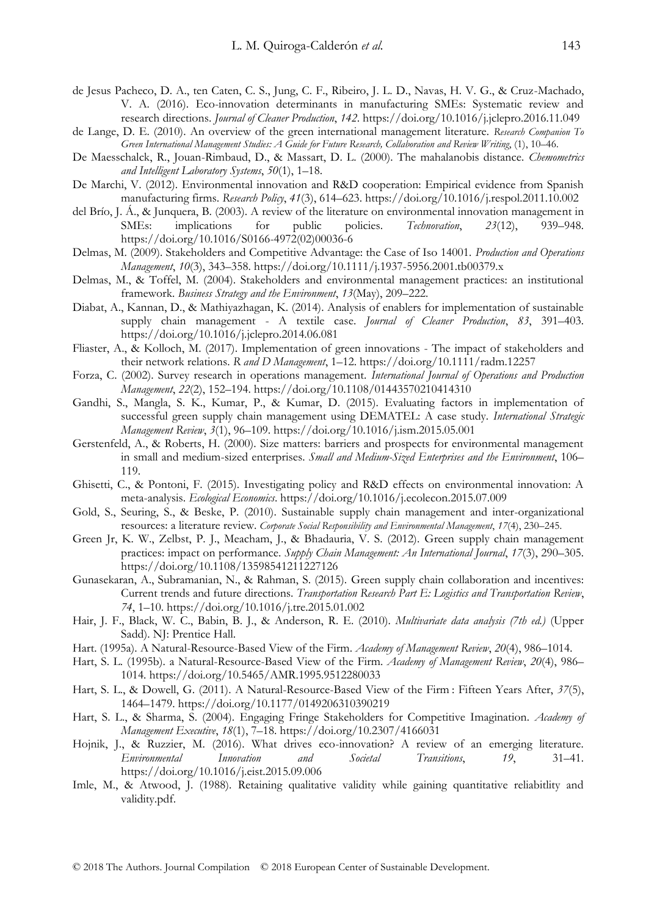de Jesus Pacheco, D. A., ten Caten, C. S., Jung, C. F., Ribeiro, J. L. D., Navas, H. V. G., & Cruz-Machado, V. A. (2016). Eco-innovation determinants in manufacturing SMEs: Systematic review and research directions. *Journal of Cleaner Production*, *142*. https://doi.org/10.1016/j.jclepro.2016.11.049

de Lange, D. E. (2010). An overview of the green international management literature. *Research Companion To Green International Management Studies: A Guide for Future Research, Collaboration and Review Writing*, (1), 10–46.

De Maesschalck, R., Jouan-Rimbaud, D., & Massart, D. L. (2000). The mahalanobis distance. *Chemometrics and Intelligent Laboratory Systems*, *50*(1), 1–18.

De Marchi, V. (2012). Environmental innovation and R&D cooperation: Empirical evidence from Spanish manufacturing firms. *Research Policy*, *41*(3), 614–623. https://doi.org/10.1016/j.respol.2011.10.002

del Brío, J. Á., & Junquera, B. (2003). A review of the literature on environmental innovation management in SMEs: implications for public policies. *Technovation*, *23*(12), 939–948. https://doi.org/10.1016/S0166-4972(02)00036-6

Delmas, M. (2009). Stakeholders and Competitive Advantage: the Case of Iso 14001. *Production and Operations Management*, *10*(3), 343–358. https://doi.org/10.1111/j.1937-5956.2001.tb00379.x

Delmas, M., & Toffel, M. (2004). Stakeholders and environmental management practices: an institutional framework. *Business Strategy and the Environment*, *13*(May), 209–222.

Diabat, A., Kannan, D., & Mathiyazhagan, K. (2014). Analysis of enablers for implementation of sustainable supply chain management - A textile case. *Journal of Cleaner Production*, *83*, 391–403. https://doi.org/10.1016/j.jclepro.2014.06.081

Fliaster, A., & Kolloch, M. (2017). Implementation of green innovations - The impact of stakeholders and their network relations. *R and D Management*, 1–12. https://doi.org/10.1111/radm.12257

Forza, C. (2002). Survey research in operations management. *International Journal of Operations and Production Management*, *22*(2), 152–194. https://doi.org/10.1108/01443570210414310

Gandhi, S., Mangla, S. K., Kumar, P., & Kumar, D. (2015). Evaluating factors in implementation of successful green supply chain management using DEMATEL: A case study. *International Strategic Management Review*, *3*(1), 96–109. https://doi.org/10.1016/j.ism.2015.05.001

Gerstenfeld, A., & Roberts, H. (2000). Size matters: barriers and prospects for environmental management in small and medium-sized enterprises. *Small and Medium-Sized Enterprises and the Environment*, 106–119.

Ghisetti, C., & Pontoni, F. (2015). Investigating policy and R&D effects on environmental innovation: A meta-analysis. *Ecological Economics*. https://doi.org/10.1016/j.ecolecon.2015.07.009

Gold, S., Seuring, S., & Beske, P. (2010). Sustainable supply chain management and inter-organizational resources: a literature review. *Corporate Social Responsibility and Environmental Management*, *17*(4), 230–245.

Green Jr, K. W., Zelbst, P. J., Meacham, J., & Bhadauria, V. S. (2012). Green supply chain management practices: impact on performance. *Supply Chain Management: An International Journal*, *17*(3), 290–305. https://doi.org/10.1108/13598541211227126

Gunasekaran, A., Subramanian, N., & Rahman, S. (2015). Green supply chain collaboration and incentives: Current trends and future directions. *Transportation Research Part E: Logistics and Transportation Review*, *74*, 1–10. https://doi.org/10.1016/j.tre.2015.01.002

Hair, J. F., Black, W. C., Babin, B. J., & Anderson, R. E. (2010). *Multivariate data analysis (7th ed.)* (Upper Sadd). NJ: Prentice Hall.

Hart. (1995a). A Natural-Resource-Based View of the Firm. *Academy of Management Review*, *20*(4), 986–1014.

Hart, S. L. (1995b). a Natural-Resource-Based View of the Firm. *Academy of Management Review*, *20*(4), 986–1014. https://doi.org/10.5465/AMR.1995.9512280033

Hart, S. L., & Dowell, G. (2011). A Natural-Resource-Based View of the Firm : Fifteen Years After, *37*(5), 1464–1479. https://doi.org/10.1177/0149206310390219

Hart, S. L., & Sharma, S. (2004). Engaging Fringe Stakeholders for Competitive Imagination. *Academy of Management Executive*, *18*(1), 7–18. https://doi.org/10.2307/4166031

Hojnik, J., & Ruzzier, M. (2016). What drives eco-innovation? A review of an emerging literature. *Environmental Innovation and Societal Transitions*, *19*, 31–41. https://doi.org/10.1016/j.eist.2015.09.006

Imle, M., & Atwood, J. (1988). Retaining qualitative validity while gaining quantitative reliabitlity and validity.pdf.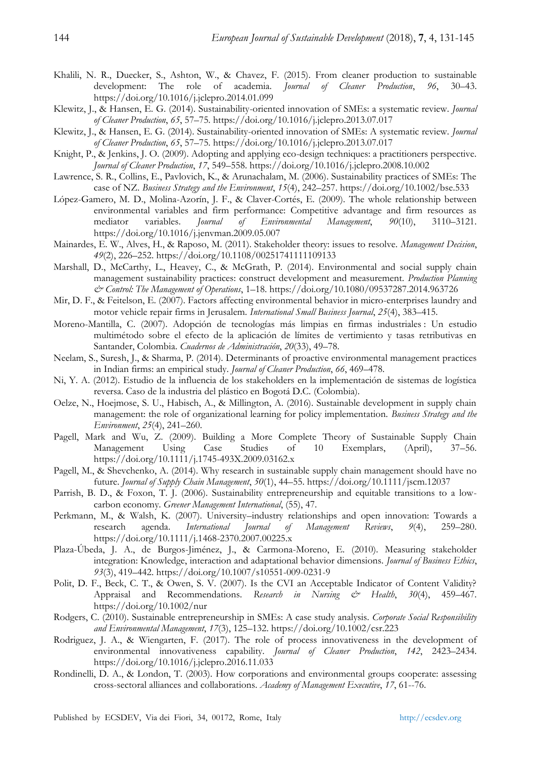Khalili, N. R., Duecker, S., Ashton, W., & Chavez, F. (2015). From cleaner production to sustainable development: The role of academia. *Journal of Cleaner Production*, *96*, 30–43. https://doi.org/10.1016/j.jclepro.2014.01.099

Klewitz, J., & Hansen, E. G. (2014). Sustainability-oriented innovation of SMEs: a systematic review. *Journal of Cleaner Production*, *65*, 57–75. https://doi.org/10.1016/j.jclepro.2013.07.017

Klewitz, J., & Hansen, E. G. (2014). Sustainability-oriented innovation of SMEs: A systematic review. *Journal of Cleaner Production*, *65*, 57–75. https://doi.org/10.1016/j.jclepro.2013.07.017

Knight, P., & Jenkins, J. O. (2009). Adopting and applying eco-design techniques: a practitioners perspective. *Journal of Cleaner Production*, *17*, 549–558. https://doi.org/10.1016/j.jclepro.2008.10.002

Lawrence, S. R., Collins, E., Pavlovich, K., & Arunachalam, M. (2006). Sustainability practices of SMEs: The case of NZ. *Business Strategy and the Environment*, *15*(4), 242–257. https://doi.org/10.1002/bse.533

López-Gamero, M. D., Molina-Azorín, J. F., & Claver-Cortés, E. (2009). The whole relationship between environmental variables and firm performance: Competitive advantage and firm resources as mediator variables. *Journal of Environmental Management*, *90*(10), 3110–3121. https://doi.org/10.1016/j.jenvman.2009.05.007

Mainardes, E. W., Alves, H., & Raposo, M. (2011). Stakeholder theory: issues to resolve. *Management Decision*, *49*(2), 226–252. https://doi.org/10.1108/00251741111109133

Marshall, D., McCarthy, L., Heavey, C., & McGrath, P. (2014). Environmental and social supply chain management sustainability practices: construct development and measurement. *Production Planning & Control: The Management of Operations*, 1–18. https://doi.org/10.1080/09537287.2014.963726

Mir, D. F., & Feitelson, E. (2007). Factors affecting environmental behavior in micro-enterprises laundry and motor vehicle repair firms in Jerusalem. *International Small Business Journal*, *25*(4), 383–415.

Moreno-Mantilla, C. (2007). Adopción de tecnologías más limpias en firmas industriales : Un estudio multimétodo sobre el efecto de la aplicación de límites de vertimiento y tasas retributivas en Santander, Colombia. *Cuadernos de Administración*, *20*(33), 49–78.

Neelam, S., Suresh, J., & Sharma, P. (2014). Determinants of proactive environmental management practices in Indian firms: an empirical study. *Journal of Cleaner Production*, *66*, 469–478.

Ni, Y. A. (2012). Estudio de la influencia de los stakeholders en la implementación de sistemas de logística reversa. Caso de la industria del plástico en Bogotá D.C. (Colombia).

Oelze, N., Hoejmose, S. U., Habisch, A., & Millington, A. (2016). Sustainable development in supply chain management: the role of organizational learning for policy implementation. *Business Strategy and the Environment*, *25*(4), 241–260.

Pagell, Mark and Wu, Z. (2009). Building a More Complete Theory of Sustainable Supply Chain Management Using Case Studies of 10 Exemplars, (April), 37–56. https://doi.org/10.1111/j.1745-493X.2009.03162.x

Pagell, M., & Shevchenko, A. (2014). Why research in sustainable supply chain management should have no future. *Journal of Supply Chain Management*, *50*(1), 44–55. https://doi.org/10.1111/jscm.12037

Parrish, B. D., & Foxon, T. J. (2006). Sustainability entrepreneurship and equitable transitions to a low-carbon economy. *Greener Management International*, (55), 47.

Perkmann, M., & Walsh, K. (2007). University–industry relationships and open innovation: Towards a research agenda. *International Journal of Management Reviews*, *9*(4), 259–280. https://doi.org/10.1111/j.1468-2370.2007.00225.x

Plaza-Úbeda, J. A., de Burgos-Jiménez, J., & Carmona-Moreno, E. (2010). Measuring stakeholder integration: Knowledge, interaction and adaptational behavior dimensions. *Journal of Business Ethics*, *93*(3), 419–442. https://doi.org/10.1007/s10551-009-0231-9

Polit, D. F., Beck, C. T., & Owen, S. V. (2007). Is the CVI an Acceptable Indicator of Content Validity? Appraisal and Recommendations. *Research in Nursing & Health*, *30*(4), 459–467. https://doi.org/10.1002/nur

Rodgers, C. (2010). Sustainable entrepreneurship in SMEs: A case study analysis. *Corporate Social Responsibility and Environmental Management*, *17*(3), 125–132. https://doi.org/10.1002/csr.223

Rodriguez, J. A., & Wiengarten, F. (2017). The role of process innovativeness in the development of environmental innovativeness capability. *Journal of Cleaner Production*, *142*, 2423–2434. https://doi.org/10.1016/j.jclepro.2016.11.033

Rondinelli, D. A., & London, T. (2003). How corporations and environmental groups cooperate: assessing cross-sectoral alliances and collaborations. *Academy of Management Executive*, *17*, 61--76.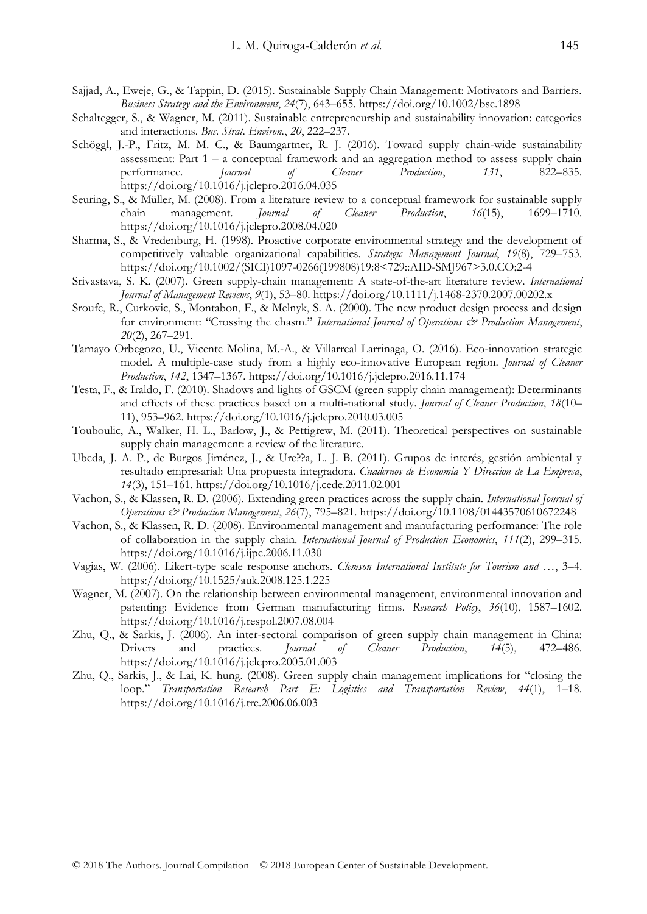Sajjad, A., Eweje, G., & Tappin, D. (2015). Sustainable Supply Chain Management: Motivators and Barriers. *Business Strategy and the Environment*, *24*(7), 643–655. https://doi.org/10.1002/bse.1898

Schaltegger, S., & Wagner, M. (2011). Sustainable entrepreneurship and sustainability innovation: categories and interactions. *Bus. Strat. Environ.*, *20*, 222–237.

Schöggl, J.-P., Fritz, M. M. C., & Baumgartner, R. J. (2016). Toward supply chain-wide sustainability assessment: Part 1 – a conceptual framework and an aggregation method to assess supply chain performance. *Journal of Cleaner Production*, *131*, 822–835. https://doi.org/10.1016/j.jclepro.2016.04.035

Seuring, S., & Müller, M. (2008). From a literature review to a conceptual framework for sustainable supply chain management. *Journal of Cleaner Production*, *16*(15), 1699–1710. https://doi.org/10.1016/j.jclepro.2008.04.020

Sharma, S., & Vredenburg, H. (1998). Proactive corporate environmental strategy and the development of competitively valuable organizational capabilities. *Strategic Management Journal*, *19*(8), 729–753. https://doi.org/10.1002/(SICI)1097-0266(199808)19:8<729::AID-SMJ967>3.0.CO;2-4

Srivastava, S. K. (2007). Green supply-chain management: A state-of-the-art literature review. *International Journal of Management Reviews*, *9*(1), 53–80. https://doi.org/10.1111/j.1468-2370.2007.00202.x

Sroufe, R., Curkovic, S., Montabon, F., & Melnyk, S. A. (2000). The new product design process and design for environment: "Crossing the chasm." *International Journal of Operations & Production Management*, *20*(2), 267–291.

Tamayo Orbegozo, U., Vicente Molina, M.-A., & Villarreal Larrinaga, O. (2016). Eco-innovation strategic model. A multiple-case study from a highly eco-innovative European region. *Journal of Cleaner Production*, *142*, 1347–1367. https://doi.org/10.1016/j.jclepro.2016.11.174

Testa, F., & Iraldo, F. (2010). Shadows and lights of GSCM (green supply chain management): Determinants and effects of these practices based on a multi-national study. *Journal of Cleaner Production*, *18*(10–11), 953–962. https://doi.org/10.1016/j.jclepro.2010.03.005

Touboulic, A., Walker, H. L., Barlow, J., & Pettigrew, M. (2011). Theoretical perspectives on sustainable supply chain management: a review of the literature.

Ubeda, J. A. P., de Burgos Jiménez, J., & Ure??a, L. J. B. (2011). Grupos de interés, gestión ambiental y resultado empresarial: Una propuesta integradora. *Cuadernos de Economia Y Direccion de La Empresa*, *14*(3), 151–161. https://doi.org/10.1016/j.cede.2011.02.001

Vachon, S., & Klassen, R. D. (2006). Extending green practices across the supply chain. *International Journal of Operations & Production Management*, *26*(7), 795–821. https://doi.org/10.1108/01443570610672248

Vachon, S., & Klassen, R. D. (2008). Environmental management and manufacturing performance: The role of collaboration in the supply chain. *International Journal of Production Economics*, *111*(2), 299–315. https://doi.org/10.1016/j.ijpe.2006.11.030

Vagias, W. (2006). Likert-type scale response anchors. *Clemson International Institute for Tourism and …*, 3–4. https://doi.org/10.1525/auk.2008.125.1.225

Wagner, M. (2007). On the relationship between environmental management, environmental innovation and patenting: Evidence from German manufacturing firms. *Research Policy*, *36*(10), 1587–1602. https://doi.org/10.1016/j.respol.2007.08.004

Zhu, Q., & Sarkis, J. (2006). An inter-sectoral comparison of green supply chain management in China: Drivers and practices. *Journal of Cleaner Production*, *14*(5), 472–486. https://doi.org/10.1016/j.jclepro.2005.01.003

Zhu, Q., Sarkis, J., & Lai, K. hung. (2008). Green supply chain management implications for "closing the loop." *Transportation Research Part E: Logistics and Transportation Review*, *44*(1), 1–18. https://doi.org/10.1016/j.tre.2006.06.003